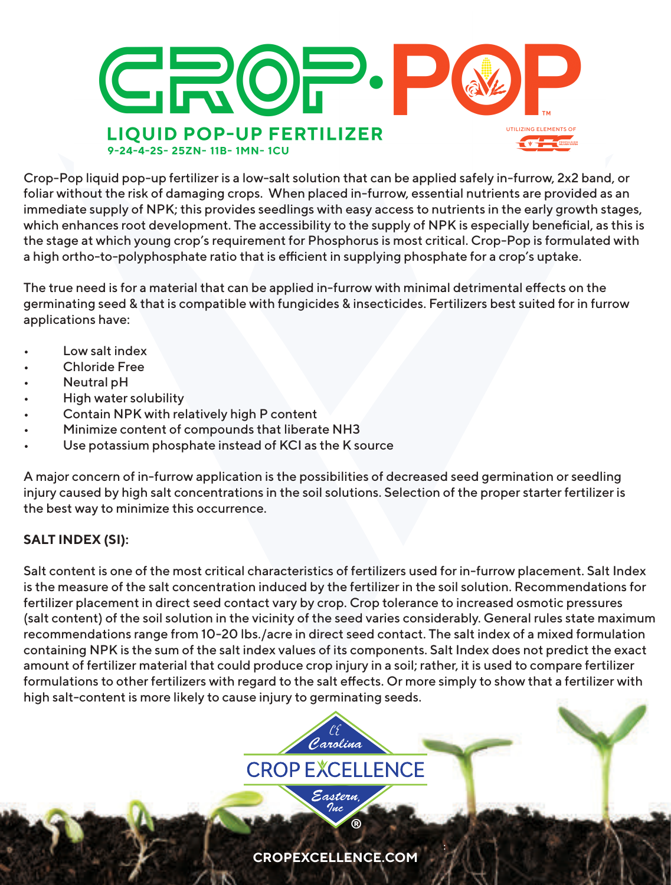# CROP-POP™

## LIQUID POP-UP FERTILIZER

**9-24-4-2S- 25ZN- 11B- 1MN- 1CU**

UTILIZING ELEMENTS OF

Crop-Pop liquid pop-up fertilizer is a low-salt solution that can be applied safely in-furrow, 2x2 band, or foliar without the risk of damaging crops. When placed in-furrow, essential nutrients are provided as an immediate supply of NPK; this provides seedlings with easy access to nutrients in the early growth stages, which enhances root development. The accessibility to the supply of NPK is especially beneficial, as this is the stage at which young crop's requirement for Phosphorus is most critical. Crop-Pop is formulated with a high ortho-to-polyphosphate ratio that is efficient in supplying phosphate for a crop's uptake.

The true need is for a material that can be applied in-furrow with minimal detrimental effects on the germinating seed & that is compatible with fungicides & insecticides. Fertilizers best suited for in furrow applications have:

- Low salt index
- Chloride Free
- Neutral pH
- High water solubility
- Contain NPK with relatively high P content
- Minimize content of compounds that liberate $NH_3$
- Use potassium phosphate instead of KCl as the K source

A major concern of in-furrow application is the possibilities of decreased seed germination or seedling injury caused by high salt concentrations in the soil solutions. Selection of the proper starter fertilizer is the best way to minimize this occurrence.

**SALT INDEX (SI):**

Salt content is one of the most critical characteristics of fertilizers used for in-furrow placement. Salt Index is the measure of the salt concentration induced by the fertilizer in the soil solution. Recommendations for fertilizer placement in direct seed contact vary by crop. Crop tolerance to increased osmotic pressures (salt content) of the soil solution in the vicinity of the seed varies considerably. General rules state maximum recommendations range from 10-20 lbs./acre in direct seed contact. The salt index of a mixed formulation containing NPK is the sum of the salt index values of its components. Salt Index does not predict the exact amount of fertilizer material that could produce crop injury in a soil; rather, it is used to compare fertilizer formulations to other fertilizers with regard to the salt effects. Or more simply to show that a fertilizer with high salt-content is more likely to cause injury to germinating seeds.

Carolina CROP EXCELLENCE Eastern, Inc®

CROPEXCELLENCE.COM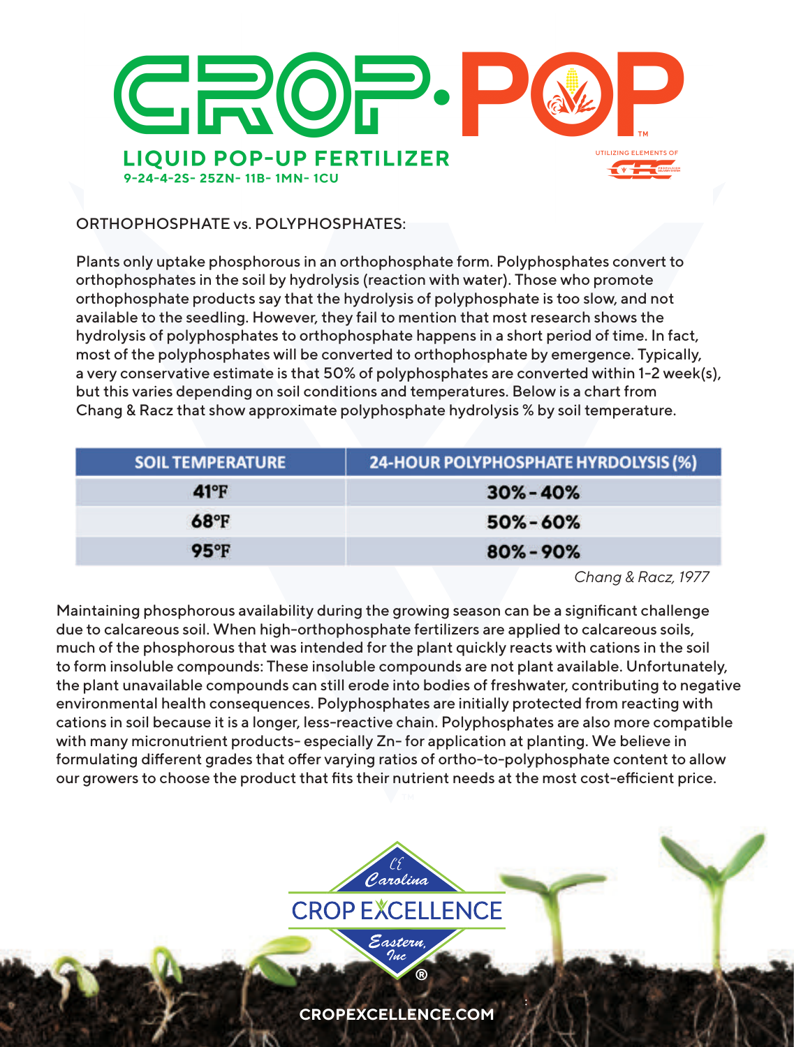# CROP·POP™

## LIQUID POP-UP FERTILIZER

**9-24-4-2S- 25ZN- 11B- 1MN- 1CU**

UTILIZING ELEMENTS OF

ORTHOPHOSPHATE vs. POLYPHOSPHATES:

Plants only uptake phosphorous in an orthophosphate form. Polyphosphates convert to orthophosphates in the soil by hydrolysis (reaction with water). Those who promote orthophosphate products say that the hydrolysis of polyphosphate is too slow, and not available to the seedling. However, they fail to mention that most research shows the hydrolysis of polyphosphates to orthophosphate happens in a short period of time. In fact, most of the polyphosphates will be converted to orthophosphate by emergence. Typically, a very conservative estimate is that 50% of polyphosphates are converted within 1-2 week(s), but this varies depending on soil conditions and temperatures. Below is a chart from Chang & Racz that show approximate polyphosphate hydrolysis % by soil temperature.

| SOIL TEMPERATURE | 24-HOUR POLYPHOSPHATE HYRDOLYSIS (%) |
| --- | --- |
| 41°F | 30% - 40% |
| 68°F | 50% - 60% |
| 95°F | 80% - 90% |

*Chang & Racz, 1977*

Maintaining phosphorous availability during the growing season can be a significant challenge due to calcareous soil. When high-orthophosphate fertilizers are applied to calcareous soils, much of the phosphorous that was intended for the plant quickly reacts with cations in the soil to form insoluble compounds: These insoluble compounds are not plant available. Unfortunately, the plant unavailable compounds can still erode into bodies of freshwater, contributing to negative environmental health consequences. Polyphosphates are initially protected from reacting with cations in soil because it is a longer, less-reactive chain. Polyphosphates are also more compatible with many micronutrient products- especially Zn- for application at planting. We believe in formulating different grades that offer varying ratios of ortho-to-polyphosphate content to allow our growers to choose the product that fits their nutrient needs at the most cost-efficient price.

CE Carolina CROP EXCELLENCE Eastern, Inc®

**CROPEXCELLENCE.COM**